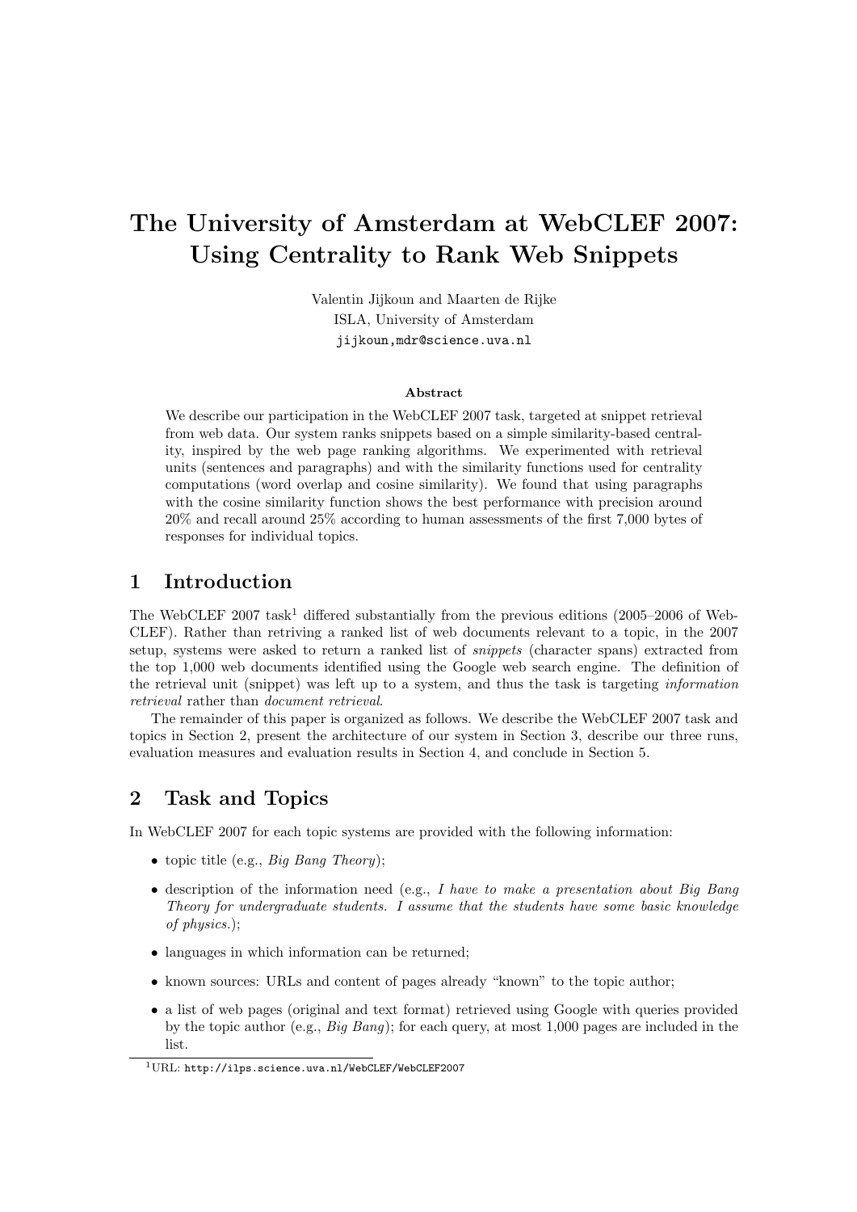# The University of Amsterdam at WebCLEF 2007: Using Centrality to Rank Web Snippets

Valentin Jijkoun and Maarten de Rijke
ISLA, University of Amsterdam
jijkoun,mdr@science.uva.nl

**Abstract**

We describe our participation in the WebCLEF 2007 task, targeted at snippet retrieval from web data. Our system ranks snippets based on a simple similarity-based centrality, inspired by the web page ranking algorithms. We experimented with retrieval units (sentences and paragraphs) and with the similarity functions used for centrality computations (word overlap and cosine similarity). We found that using paragraphs with the cosine similarity function shows the best performance with precision around 20% and recall around 25% according to human assessments of the first 7,000 bytes of responses for individual topics.

## 1 Introduction

The WebCLEF 2007 task[1] differed substantially from the previous editions (2005–2006 of WebCLEF). Rather than retriving a ranked list of web documents relevant to a topic, in the 2007 setup, systems were asked to return a ranked list of *snippets* (character spans) extracted from the top 1,000 web documents identified using the Google web search engine. The definition of the retrieval unit (snippet) was left up to a system, and thus the task is targeting *information retrieval* rather than *document retrieval*.

The remainder of this paper is organized as follows. We describe the WebCLEF 2007 task and topics in Section 2, present the architecture of our system in Section 3, describe our three runs, evaluation measures and evaluation results in Section 4, and conclude in Section 5.

## 2 Task and Topics

In WebCLEF 2007 for each topic systems are provided with the following information:

- topic title (e.g., *Big Bang Theory*);
- description of the information need (e.g., *I have to make a presentation about Big Bang Theory for undergraduate students. I assume that the students have some basic knowledge of physics.*);
- languages in which information can be returned;
- known sources: URLs and content of pages already "known" to the topic author;
- a list of web pages (original and text format) retrieved using Google with queries provided by the topic author (e.g., *Big Bang*); for each query, at most 1,000 pages are included in the list.

[1] URL: http://ilps.science.uva.nl/WebCLEF/WebCLEF2007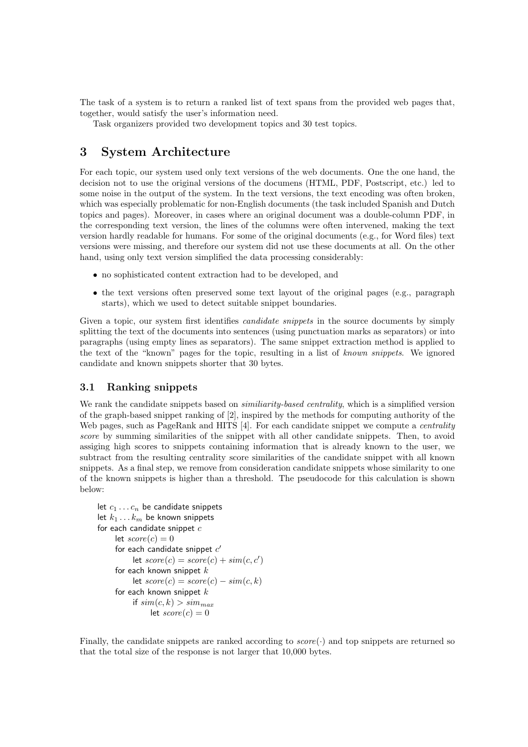The task of a system is to return a ranked list of text spans from the provided web pages that, together, would satisfy the user's information need.

Task organizers provided two development topics and 30 test topics.

# 3 System Architecture

For each topic, our system used only text versions of the web documents. One the one hand, the decision not to use the original versions of the documens (HTML, PDF, Postscript, etc.) led to some noise in the output of the system. In the text versions, the text encoding was often broken, which was especially problematic for non-English documents (the task included Spanish and Dutch topics and pages). Moreover, in cases where an original document was a double-column PDF, in the corresponding text version, the lines of the columns were often intervened, making the text version hardly readable for humans. For some of the original documents (e.g., for Word files) text versions were missing, and therefore our system did not use these documents at all. On the other hand, using only text version simplified the data processing considerably:

- no sophisticated content extraction had to be developed, and
- the text versions often preserved some text layout of the original pages (e.g., paragraph starts), which we used to detect suitable snippet boundaries.

Given a topic, our system first identifies *candidate snippets* in the source documents by simply splitting the text of the documents into sentences (using punctuation marks as separators) or into paragraphs (using empty lines as separators). The same snippet extraction method is applied to the text of the "known" pages for the topic, resulting in a list of *known snippets*. We ignored candidate and known snippets shorter that 30 bytes.

## 3.1 Ranking snippets

We rank the candidate snippets based on *similiarity-based centrality*, which is a simplified version of the graph-based snippet ranking of [2], inspired by the methods for computing authority of the Web pages, such as PageRank and HITS [4]. For each candidate snippet we compute a *centrality score* by summing similarities of the snippet with all other candidate snippets. Then, to avoid assiging high scores to snippets containing information that is already known to the user, we subtract from the resulting centrality score similarities of the candidate snippet with all known snippets. As a final step, we remove from consideration candidate snippets whose similarity to one of the known snippets is higher than a threshold. The pseudocode for this calculation is shown below:

let $c_1 \ldots c_n$ be candidate snippets
let $k_1 \ldots k_m$ be known snippets
for each candidate snippet $c$
  let $score(c) = 0$
  for each candidate snippet $c'$
    let $score(c) = score(c) + sim(c, c')$
  for each known snippet $k$
    let $score(c) = score(c) - sim(c, k)$
  for each known snippet $k$
    if $sim(c, k) > sim_{max}$
      let $score(c) = 0$

Finally, the candidate snippets are ranked according to $score(\cdot)$ and top snippets are returned so that the total size of the response is not larger that 10,000 bytes.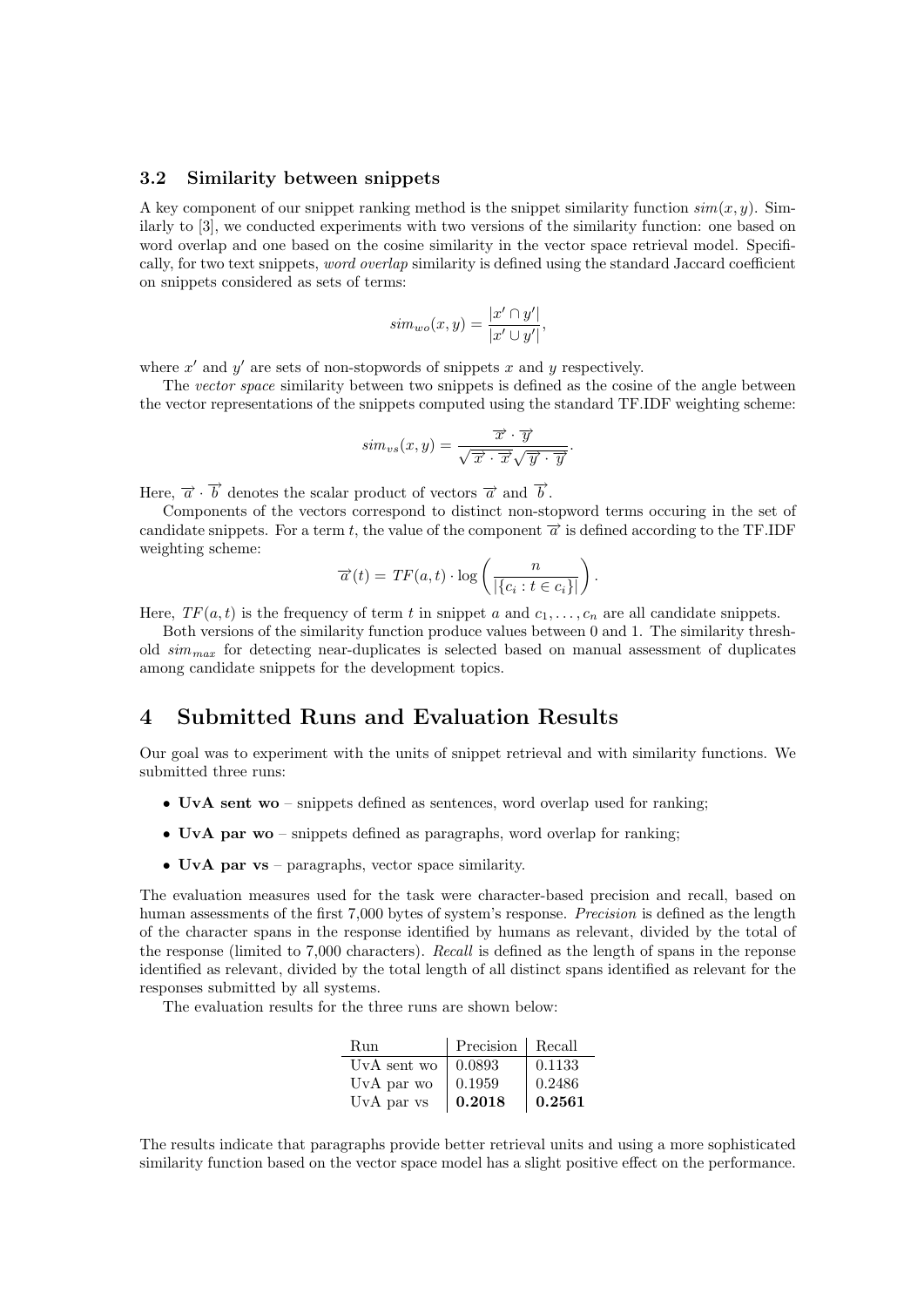### 3.2 Similarity between snippets

A key component of our snippet ranking method is the snippet similarity function $sim(x, y)$. Similarly to [3], we conducted experiments with two versions of the similarity function: one based on word overlap and one based on the cosine similarity in the vector space retrieval model. Specifically, for two text snippets, *word overlap* similarity is defined using the standard Jaccard coefficient on snippets considered as sets of terms:

$$sim_{wo}(x, y) = \frac{|x' \cap y'|}{|x' \cup y'|},$$

where $x'$ and $y'$ are sets of non-stopwords of snippets $x$ and $y$ respectively.

The *vector space* similarity between two snippets is defined as the cosine of the angle between the vector representations of the snippets computed using the standard TF.IDF weighting scheme:

$$sim_{vs}(x, y) = \frac{\overrightarrow{x} \cdot \overrightarrow{y}}{\sqrt{\overrightarrow{x} \cdot \overrightarrow{x}}\sqrt{\overrightarrow{y} \cdot \overrightarrow{y}}}.$$

Here, $\overrightarrow{a} \cdot \overrightarrow{b}$ denotes the scalar product of vectors $\overrightarrow{a}$ and $\overrightarrow{b}$.

Components of the vectors correspond to distinct non-stopword terms occuring in the set of candidate snippets. For a term $t$, the value of the component $\overrightarrow{a}$ is defined according to the TF.IDF weighting scheme:

$$\overrightarrow{a}(t) = TF(a, t) \cdot \log\left(\frac{n}{|\{c_i : t \in c_i\}|}\right).$$

Here, $TF(a, t)$ is the frequency of term $t$ in snippet $a$ and $c_1, \ldots, c_n$ are all candidate snippets.

Both versions of the similarity function produce values between 0 and 1. The similarity threshold $sim_{max}$ for detecting near-duplicates is selected based on manual assessment of duplicates among candidate snippets for the development topics.

# 4 Submitted Runs and Evaluation Results

Our goal was to experiment with the units of snippet retrieval and with similarity functions. We submitted three runs:

- **UvA sent wo** – snippets defined as sentences, word overlap used for ranking;
- **UvA par wo** – snippets defined as paragraphs, word overlap for ranking;
- **UvA par vs** – paragraphs, vector space similarity.

The evaluation measures used for the task were character-based precision and recall, based on human assessments of the first 7,000 bytes of system's response. *Precision* is defined as the length of the character spans in the response identified by humans as relevant, divided by the total of the response (limited to 7,000 characters). *Recall* is defined as the length of spans in the reponse identified as relevant, divided by the total length of all distinct spans identified as relevant for the responses submitted by all systems.

The evaluation results for the three runs are shown below:

| Run | Precision | Recall |
|---|---|---|
| UvA sent wo | 0.0893 | 0.1133 |
| UvA par wo | 0.1959 | 0.2486 |
| UvA par vs | **0.2018** | **0.2561** |

The results indicate that paragraphs provide better retrieval units and using a more sophisticated similarity function based on the vector space model has a slight positive effect on the performance.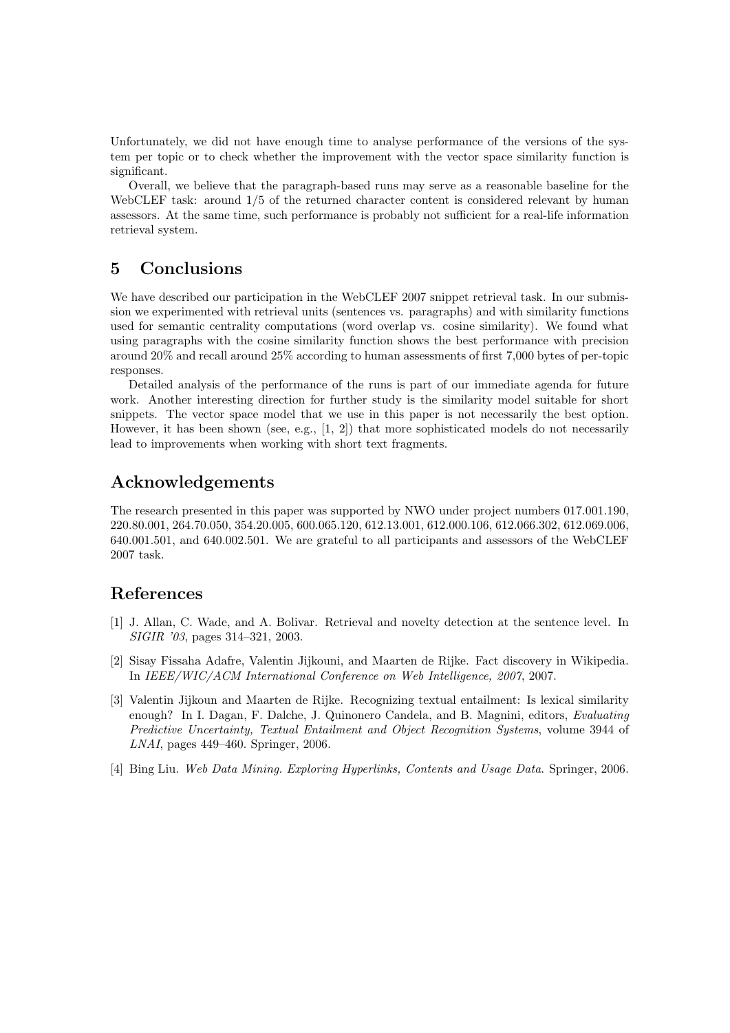Unfortunately, we did not have enough time to analyse performance of the versions of the system per topic or to check whether the improvement with the vector space similarity function is significant.

Overall, we believe that the paragraph-based runs may serve as a reasonable baseline for the WebCLEF task: around 1/5 of the returned character content is considered relevant by human assessors. At the same time, such performance is probably not sufficient for a real-life information retrieval system.

## 5 Conclusions

We have described our participation in the WebCLEF 2007 snippet retrieval task. In our submission we experimented with retrieval units (sentences vs. paragraphs) and with similarity functions used for semantic centrality computations (word overlap vs. cosine similarity). We found what using paragraphs with the cosine similarity function shows the best performance with precision around 20% and recall around 25% according to human assessments of first 7,000 bytes of per-topic responses.

Detailed analysis of the performance of the runs is part of our immediate agenda for future work. Another interesting direction for further study is the similarity model suitable for short snippets. The vector space model that we use in this paper is not necessarily the best option. However, it has been shown (see, e.g., [1, 2]) that more sophisticated models do not necessarily lead to improvements when working with short text fragments.

## Acknowledgements

The research presented in this paper was supported by NWO under project numbers 017.001.190, 220.80.001, 264.70.050, 354.20.005, 600.065.120, 612.13.001, 612.000.106, 612.066.302, 612.069.006, 640.001.501, and 640.002.501. We are grateful to all participants and assessors of the WebCLEF 2007 task.

## References

[1] J. Allan, C. Wade, and A. Bolivar. Retrieval and novelty detection at the sentence level. In *SIGIR '03*, pages 314–321, 2003.

[2] Sisay Fissaha Adafre, Valentin Jijkouni, and Maarten de Rijke. Fact discovery in Wikipedia. In *IEEE/WIC/ACM International Conference on Web Intelligence, 2007*, 2007.

[3] Valentin Jijkoun and Maarten de Rijke. Recognizing textual entailment: Is lexical similarity enough? In I. Dagan, F. Dalche, J. Quinonero Candela, and B. Magnini, editors, *Evaluating Predictive Uncertainty, Textual Entailment and Object Recognition Systems*, volume 3944 of *LNAI*, pages 449–460. Springer, 2006.

[4] Bing Liu. *Web Data Mining. Exploring Hyperlinks, Contents and Usage Data*. Springer, 2006.